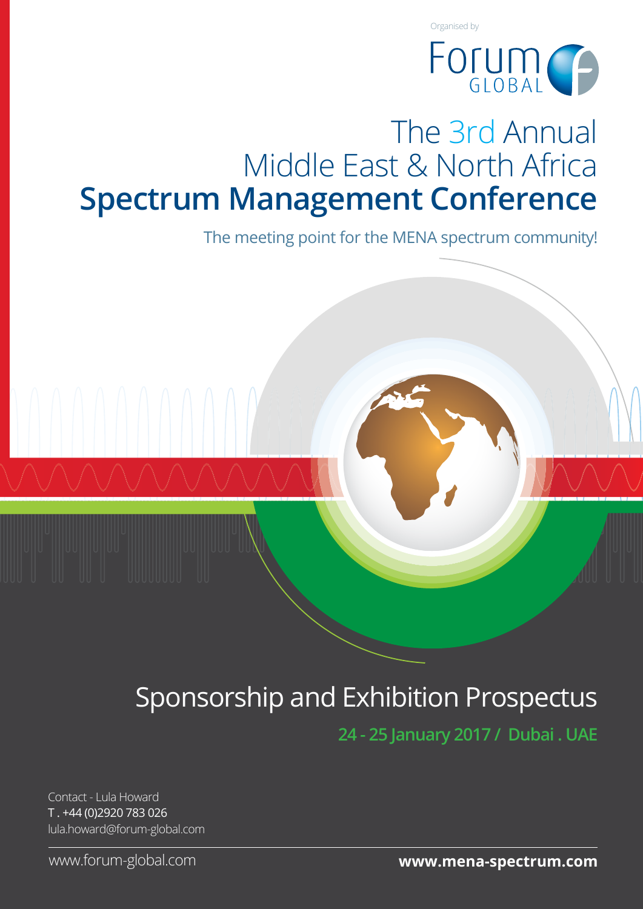Organised by

Forum GLOBAL

# The 3rd Annual Middle East & North Africa **Spectrum Management Conference**

The meeting point for the MENA spectrum community!

## Sponsorship and Exhibition Prospectus

**24 - 25 January 2017 / Dubai . UAE**

Contact - Lula Howard
T . +44 (0)2920 783 026
lula.howard@forum-global.com

www.forum-global.com

**www.mena-spectrum.com**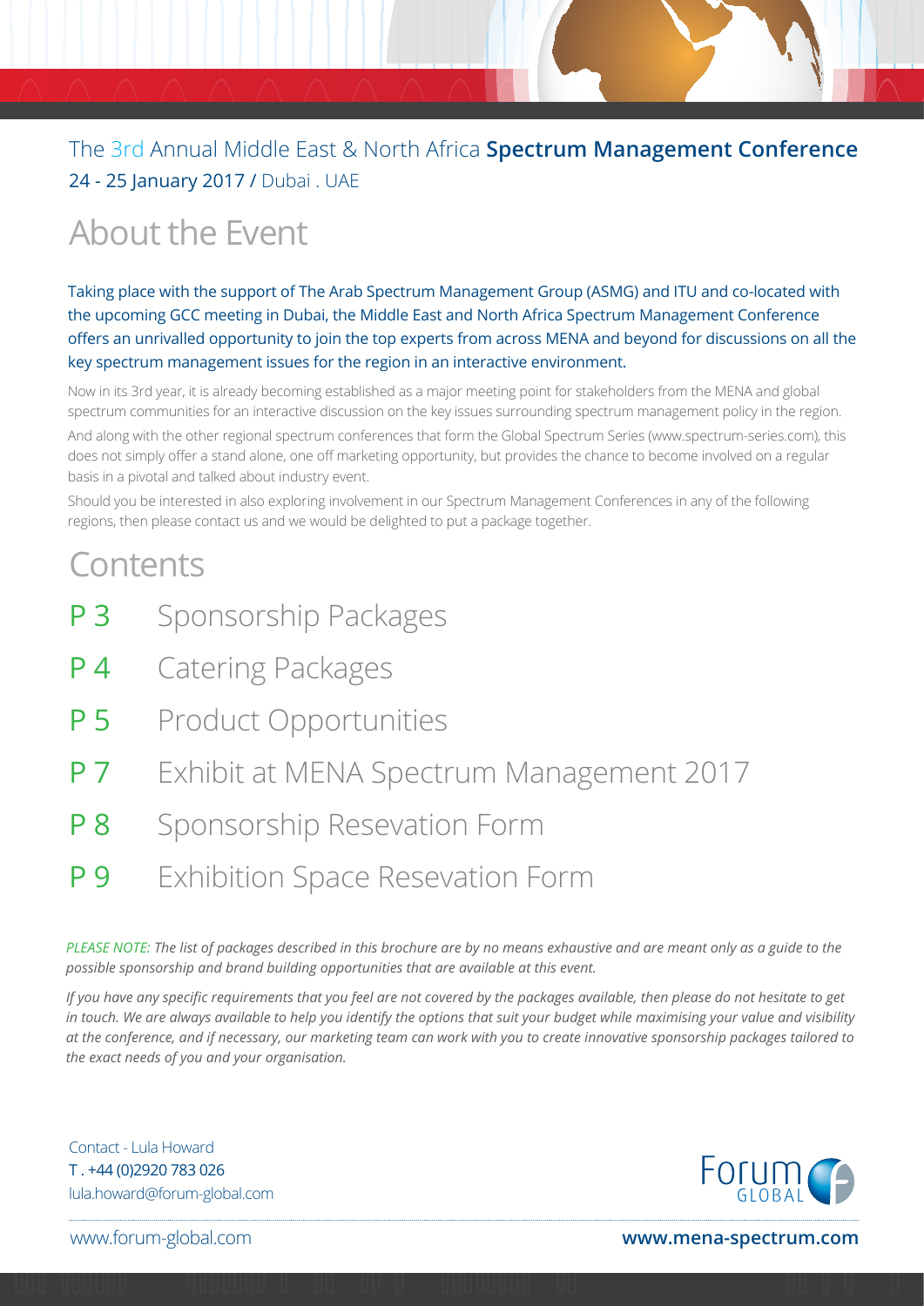The 3rd Annual Middle East & North Africa **Spectrum Management Conference**
24 - 25 January 2017 / Dubai . UAE

# About the Event

Taking place with the support of The Arab Spectrum Management Group (ASMG) and ITU and co-located with the upcoming GCC meeting in Dubai, the Middle East and North Africa Spectrum Management Conference offers an unrivalled opportunity to join the top experts from across MENA and beyond for discussions on all the key spectrum management issues for the region in an interactive environment.

Now in its 3rd year, it is already becoming established as a major meeting point for stakeholders from the MENA and global spectrum communities for an interactive discussion on the key issues surrounding spectrum management policy in the region.

And along with the other regional spectrum conferences that form the Global Spectrum Series (www.spectrum-series.com), this does not simply offer a stand alone, one off marketing opportunity, but provides the chance to become involved on a regular basis in a pivotal and talked about industry event.

Should you be interested in also exploring involvement in our Spectrum Management Conferences in any of the following regions, then please contact us and we would be delighted to put a package together.

# Contents

- P 3 Sponsorship Packages
- P 4 Catering Packages
- P 5 Product Opportunities
- P 7 Exhibit at MENA Spectrum Management 2017
- P 8 Sponsorship Resevation Form
- P 9 Exhibition Space Resevation Form

*PLEASE NOTE: The list of packages described in this brochure are by no means exhaustive and are meant only as a guide to the possible sponsorship and brand building opportunities that are available at this event.*

*If you have any specific requirements that you feel are not covered by the packages available, then please do not hesitate to get in touch. We are always available to help you identify the options that suit your budget while maximising your value and visibility at the conference, and if necessary, our marketing team can work with you to create innovative sponsorship packages tailored to the exact needs of you and your organisation.*

Contact - Lula Howard
T . +44 (0)2920 783 026
lula.howard@forum-global.com

www.forum-global.com

**www.mena-spectrum.com**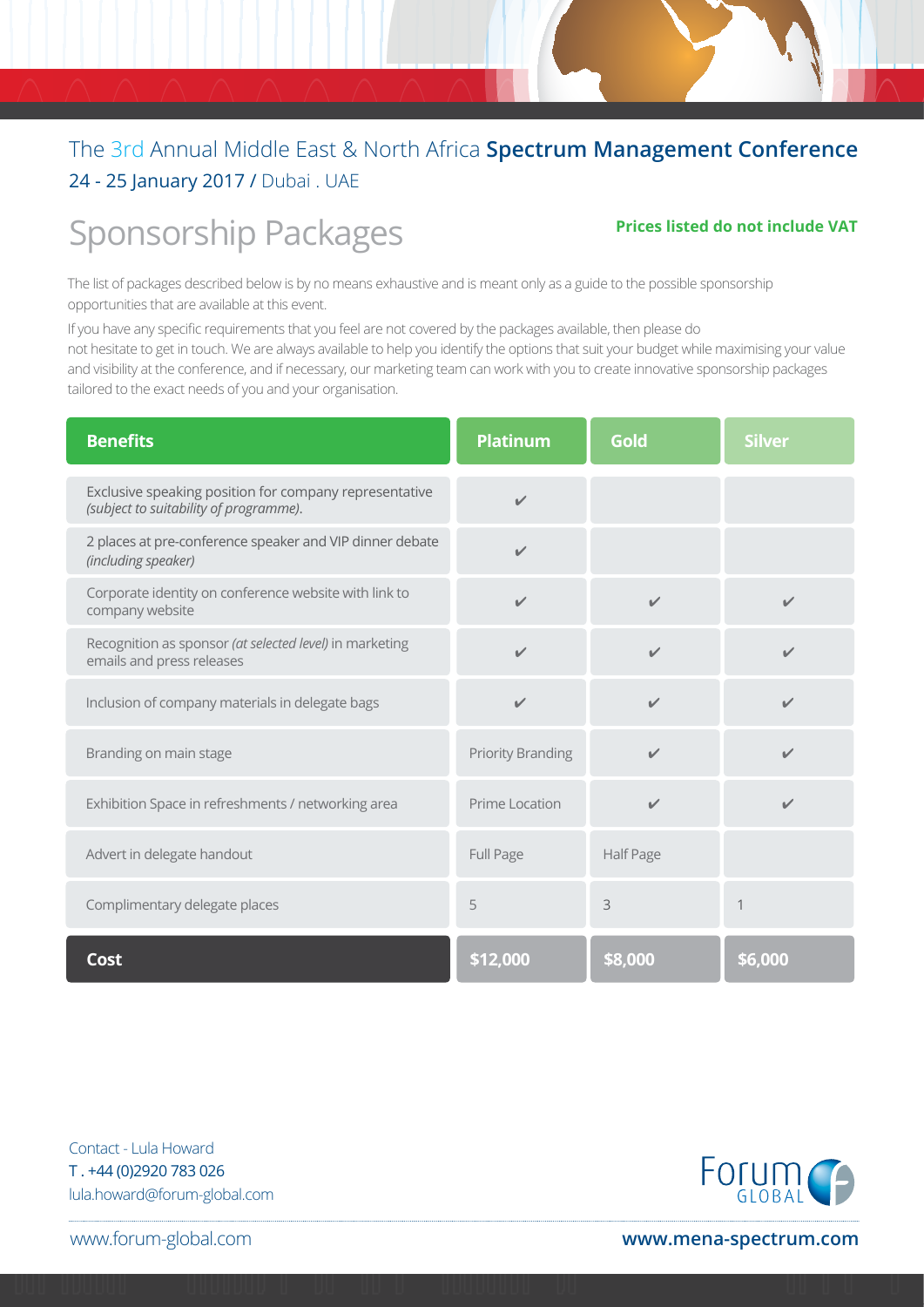The 3rd Annual Middle East & North Africa **Spectrum Management Conference**
24 - 25 January 2017 / Dubai . UAE

# Sponsorship Packages

**Prices listed do not include VAT**

The list of packages described below is by no means exhaustive and is meant only as a guide to the possible sponsorship opportunities that are available at this event.

If you have any specific requirements that you feel are not covered by the packages available, then please do not hesitate to get in touch. We are always available to help you identify the options that suit your budget while maximising your value and visibility at the conference, and if necessary, our marketing team can work with you to create innovative sponsorship packages tailored to the exact needs of you and your organisation.

| Benefits | Platinum | Gold | Silver |
|---|---|---|---|
| Exclusive speaking position for company representative *(subject to suitability of programme).* | ✔ | | |
| 2 places at pre-conference speaker and VIP dinner debate *(including speaker)* | ✔ | | |
| Corporate identity on conference website with link to company website | ✔ | ✔ | ✔ |
| Recognition as sponsor *(at selected level)* in marketing emails and press releases | ✔ | ✔ | ✔ |
| Inclusion of company materials in delegate bags | ✔ | ✔ | ✔ |
| Branding on main stage | Priority Branding | ✔ | ✔ |
| Exhibition Space in refreshments / networking area | Prime Location | ✔ | ✔ |
| Advert in delegate handout | Full Page | Half Page | |
| Complimentary delegate places | 5 | 3 | 1 |
| **Cost** | **$12,000** | **$8,000** | **$6,000** |

Contact - Lula Howard
T . +44 (0)2920 783 026
lula.howard@forum-global.com

Forum GLOBAL

www.forum-global.com

**www.mena-spectrum.com**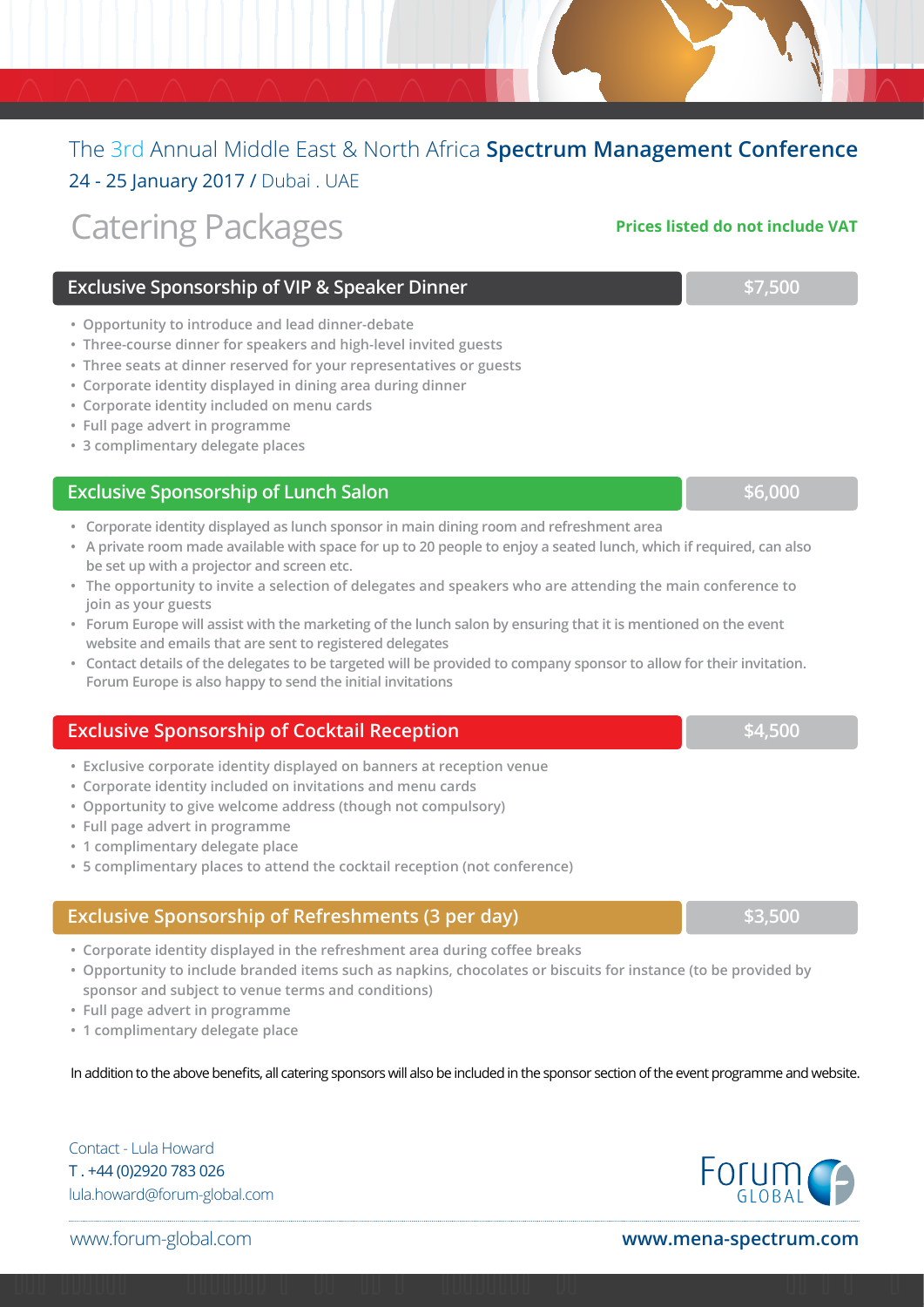The 3rd Annual Middle East & North Africa **Spectrum Management Conference**

24 - 25 January 2017 / Dubai . UAE

# Catering Packages

**Prices listed do not include VAT**

## Exclusive Sponsorship of VIP & Speaker Dinner — $7,500

- Opportunity to introduce and lead dinner-debate
- Three-course dinner for speakers and high-level invited guests
- Three seats at dinner reserved for your representatives or guests
- Corporate identity displayed in dining area during dinner
- Corporate identity included on menu cards
- Full page advert in programme
- 3 complimentary delegate places

## Exclusive Sponsorship of Lunch Salon — $6,000

- Corporate identity displayed as lunch sponsor in main dining room and refreshment area
- A private room made available with space for up to 20 people to enjoy a seated lunch, which if required, can also be set up with a projector and screen etc.
- The opportunity to invite a selection of delegates and speakers who are attending the main conference to join as your guests
- Forum Europe will assist with the marketing of the lunch salon by ensuring that it is mentioned on the event website and emails that are sent to registered delegates
- Contact details of the delegates to be targeted will be provided to company sponsor to allow for their invitation. Forum Europe is also happy to send the initial invitations

## Exclusive Sponsorship of Cocktail Reception — $4,500

- Exclusive corporate identity displayed on banners at reception venue
- Corporate identity included on invitations and menu cards
- Opportunity to give welcome address (though not compulsory)
- Full page advert in programme
- 1 complimentary delegate place
- 5 complimentary places to attend the cocktail reception (not conference)

## Exclusive Sponsorship of Refreshments (3 per day) — $3,500

- Corporate identity displayed in the refreshment area during coffee breaks
- Opportunity to include branded items such as napkins, chocolates or biscuits for instance (to be provided by sponsor and subject to venue terms and conditions)
- Full page advert in programme
- 1 complimentary delegate place

In addition to the above benefits, all catering sponsors will also be included in the sponsor section of the event programme and website.

Contact - Lula Howard
T . +44 (0)2920 783 026
lula.howard@forum-global.com

www.forum-global.com

**www.mena-spectrum.com**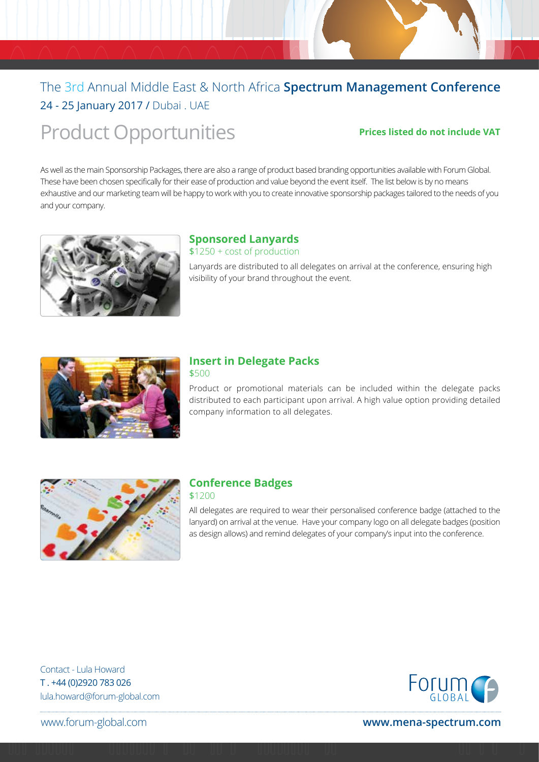The 3rd Annual Middle East & North Africa **Spectrum Management Conference**

24 - 25 January 2017 / Dubai . UAE

# Product Opportunities

**Prices listed do not include VAT**

As well as the main Sponsorship Packages, there are also a range of product based branding opportunities available with Forum Global. These have been chosen specifically for their ease of production and value beyond the event itself. The list below is by no means exhaustive and our marketing team will be happy to work with you to create innovative sponsorship packages tailored to the needs of you and your company.

## Sponsored Lanyards

$1250 + cost of production

Lanyards are distributed to all delegates on arrival at the conference, ensuring high visibility of your brand throughout the event.

## Insert in Delegate Packs

$500

Product or promotional materials can be included within the delegate packs distributed to each participant upon arrival. A high value option providing detailed company information to all delegates.

## Conference Badges

$1200

All delegates are required to wear their personalised conference badge (attached to the lanyard) on arrival at the venue. Have your company logo on all delegate badges (position as design allows) and remind delegates of your company's input into the conference.

Contact - Lula Howard
T . +44 (0)2920 783 026
lula.howard@forum-global.com

www.forum-global.com

**www.mena-spectrum.com**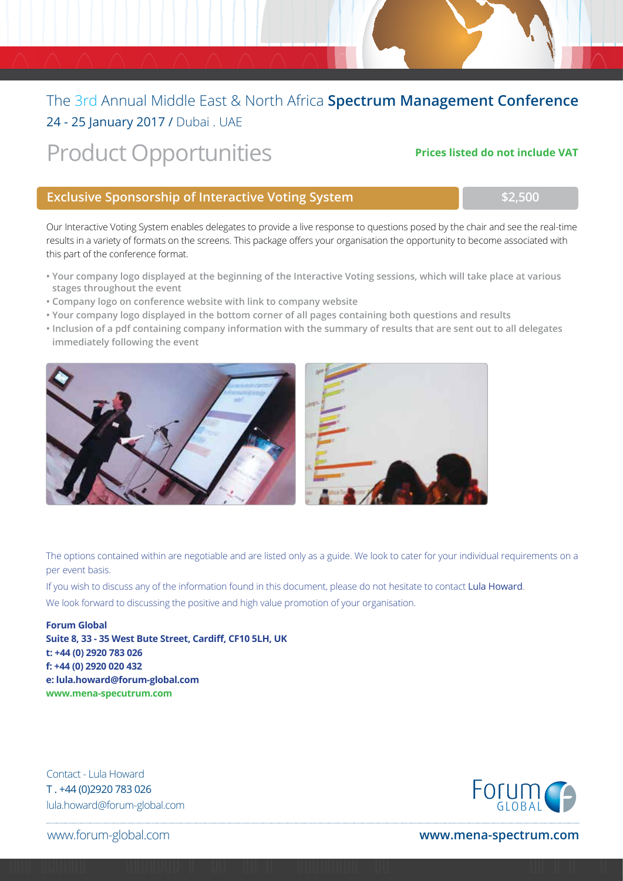The 3rd Annual Middle East & North Africa **Spectrum Management Conference**
24 - 25 January 2017 / Dubai . UAE

# Product Opportunities

**Prices listed do not include VAT**

## Exclusive Sponsorship of Interactive Voting System — $2,500

Our Interactive Voting System enables delegates to provide a live response to questions posed by the chair and see the real-time results in a variety of formats on the screens. This package offers your organisation the opportunity to become associated with this part of the conference format.

- **Your company logo displayed at the beginning of the Interactive Voting sessions, which will take place at various stages throughout the event**
- **Company logo on conference website with link to company website**
- **Your company logo displayed in the bottom corner of all pages containing both questions and results**
- **Inclusion of a pdf containing company information with the summary of results that are sent out to all delegates immediately following the event**

The options contained within are negotiable and are listed only as a guide. We look to cater for your individual requirements on a per event basis.

If you wish to discuss any of the information found in this document, please do not hesitate to contact Lula Howard.

We look forward to discussing the positive and high value promotion of your organisation.

**Forum Global**
**Suite 8, 33 - 35 West Bute Street, Cardiff, CF10 5LH, UK**
**t: +44 (0) 2920 783 026**
**f: +44 (0) 2920 020 432**
**e: lula.howard@forum-global.com**
**www.mena-specutrum.com**

Contact - Lula Howard
T . +44 (0)2920 783 026
lula.howard@forum-global.com

www.forum-global.com

**www.mena-spectrum.com**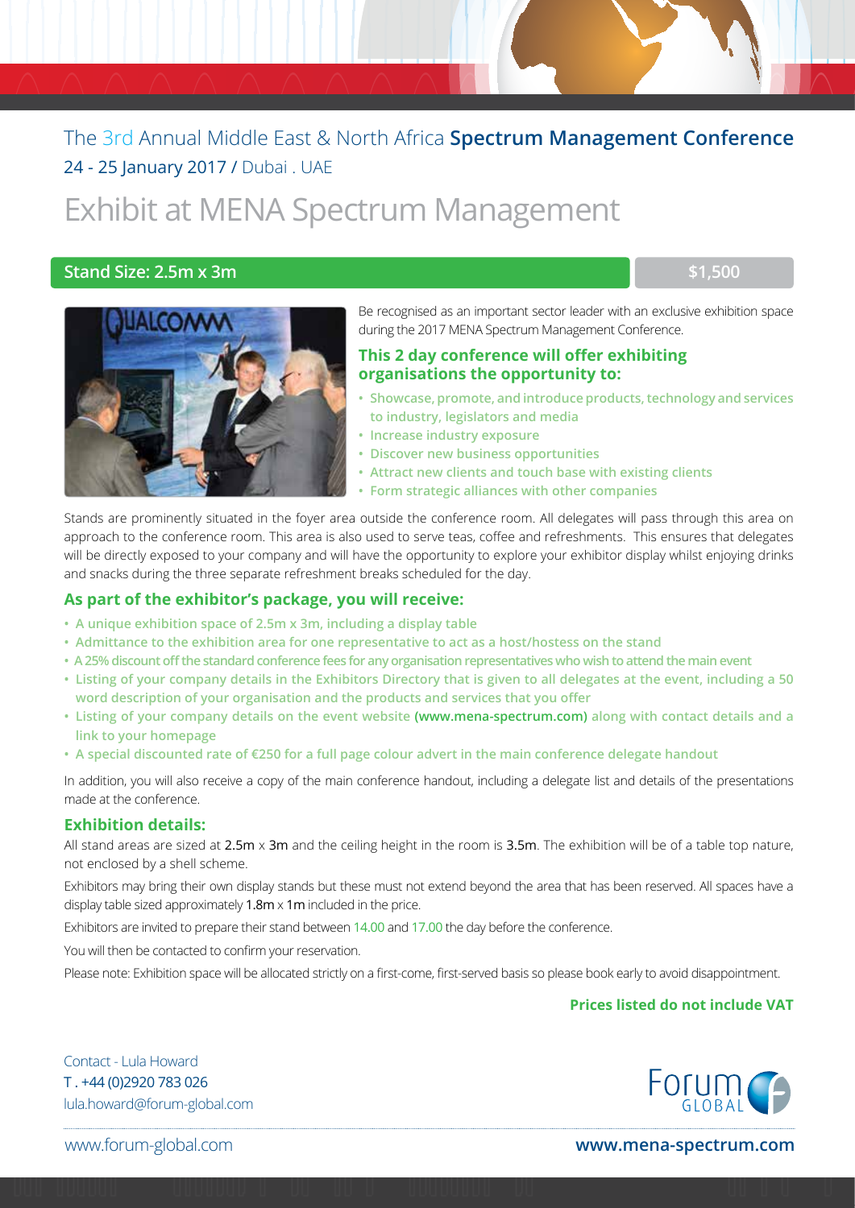The 3rd Annual Middle East & North Africa **Spectrum Management Conference**

24 - 25 January 2017 / Dubai . UAE

# Exhibit at MENA Spectrum Management

## Stand Size: 2.5m x 3m — $1,500

Be recognised as an important sector leader with an exclusive exhibition space during the 2017 MENA Spectrum Management Conference.

### This 2 day conference will offer exhibiting organisations the opportunity to:

- Showcase, promote, and introduce products, technology and services to industry, legislators and media
- Increase industry exposure
- Discover new business opportunities
- Attract new clients and touch base with existing clients
- Form strategic alliances with other companies

Stands are prominently situated in the foyer area outside the conference room. All delegates will pass through this area on approach to the conference room. This area is also used to serve teas, coffee and refreshments. This ensures that delegates will be directly exposed to your company and will have the opportunity to explore your exhibitor display whilst enjoying drinks and snacks during the three separate refreshment breaks scheduled for the day.

### As part of the exhibitor's package, you will receive:

- A unique exhibition space of 2.5m x 3m, including a display table
- Admittance to the exhibition area for one representative to act as a host/hostess on the stand
- A 25% discount off the standard conference fees for any organisation representatives who wish to attend the main event
- Listing of your company details in the Exhibitors Directory that is given to all delegates at the event, including a 50 word description of your organisation and the products and services that you offer
- Listing of your company details on the event website **(www.mena-spectrum.com)** along with contact details and a link to your homepage
- A special discounted rate of €250 for a full page colour advert in the main conference delegate handout

In addition, you will also receive a copy of the main conference handout, including a delegate list and details of the presentations made at the conference.

### Exhibition details:

All stand areas are sized at 2.5m x 3m and the ceiling height in the room is 3.5m. The exhibition will be of a table top nature, not enclosed by a shell scheme.

Exhibitors may bring their own display stands but these must not extend beyond the area that has been reserved. All spaces have a display table sized approximately 1.8m x 1m included in the price.

Exhibitors are invited to prepare their stand between 14.00 and 17.00 the day before the conference.

You will then be contacted to confirm your reservation.

Please note: Exhibition space will be allocated strictly on a first-come, first-served basis so please book early to avoid disappointment.

**Prices listed do not include VAT**

Contact - Lula Howard
T . +44 (0)2920 783 026
lula.howard@forum-global.com

www.forum-global.com

**www.mena-spectrum.com**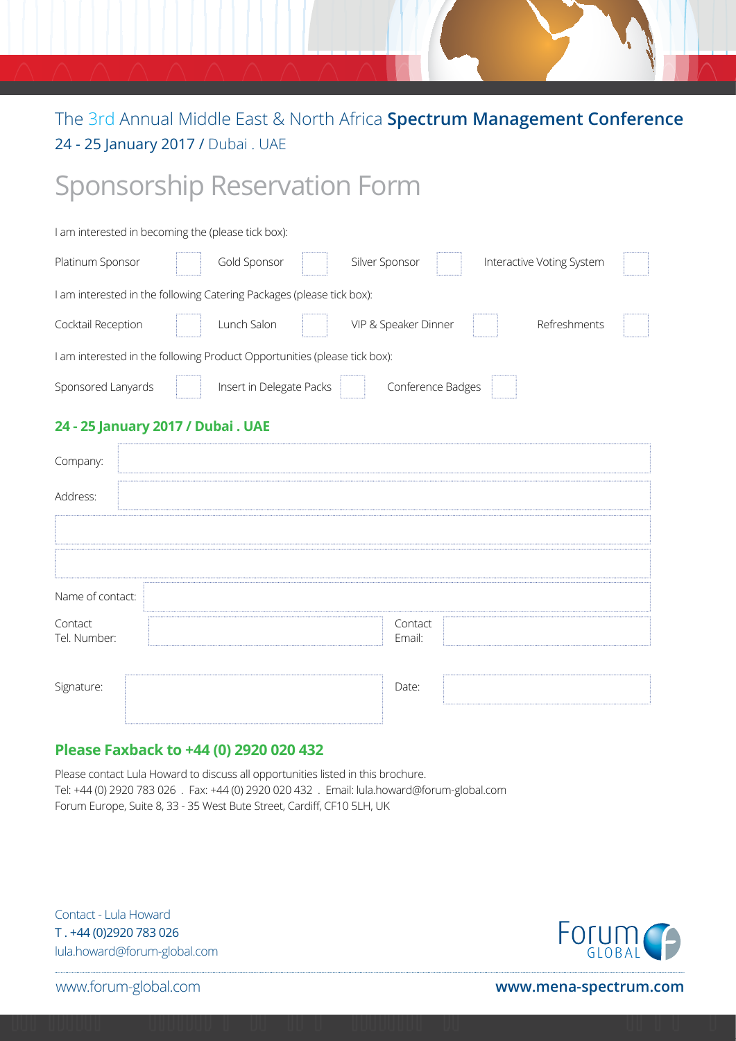The 3rd Annual Middle East & North Africa **Spectrum Management Conference**

24 - 25 January 2017 / Dubai . UAE

# Sponsorship Reservation Form

I am interested in becoming the (please tick box):

| Platinum Sponsor | | Gold Sponsor | | Silver Sponsor | | Interactive Voting System | |
|---|---|---|---|---|---|---|---|

I am interested in the following Catering Packages (please tick box):

| Cocktail Reception | | Lunch Salon | | VIP & Speaker Dinner | | Refreshments | |
|---|---|---|---|---|---|---|---|

I am interested in the following Product Opportunities (please tick box):

| Sponsored Lanyards | | Insert in Delegate Packs | | Conference Badges | |
|---|---|---|---|---|---|

## 24 - 25 January 2017 / Dubai . UAE

Company:

Address:

Name of contact:

Contact Tel. Number:

Contact Email:

Signature:

Date:

## Please Faxback to +44 (0) 2920 020 432

Please contact Lula Howard to discuss all opportunities listed in this brochure.
Tel: +44 (0) 2920 783 026 . Fax: +44 (0) 2920 020 432 . Email: lula.howard@forum-global.com
Forum Europe, Suite 8, 33 - 35 West Bute Street, Cardiff, CF10 5LH, UK

Contact - Lula Howard
T . +44 (0)2920 783 026
lula.howard@forum-global.com

Forum GLOBAL

www.forum-global.com

**www.mena-spectrum.com**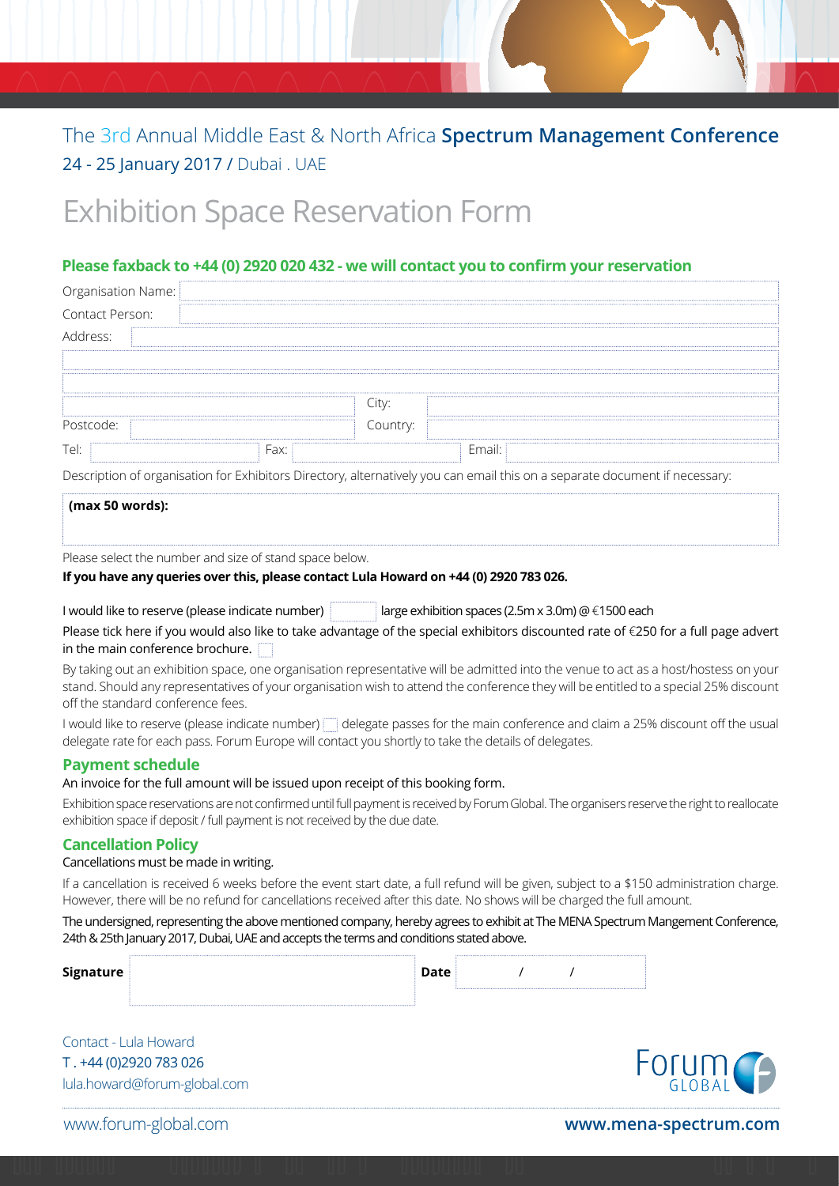The 3rd Annual Middle East & North Africa **Spectrum Management Conference**

24 - 25 January 2017 / Dubai . UAE

# Exhibition Space Reservation Form

**Please faxback to +44 (0) 2920 020 432 - we will contact you to confirm your reservation**

Organisation Name:

Contact Person:

Address:

City:

Postcode:

Country:

Tel:

Fax:

Email:

Description of organisation for Exhibitors Directory, alternatively you can email this on a separate document if necessary:

**(max 50 words):**

Please select the number and size of stand space below.

**If you have any queries over this, please contact Lula Howard on +44 (0) 2920 783 026.**

I would like to reserve (please indicate number) ☐ large exhibition spaces (2.5m x 3.0m) @ €1500 each

Please tick here if you would also like to take advantage of the special exhibitors discounted rate of €250 for a full page advert in the main conference brochure. ☐

By taking out an exhibition space, one organisation representative will be admitted into the venue to act as a host/hostess on your stand. Should any representatives of your organisation wish to attend the conference they will be entitled to a special 25% discount off the standard conference fees.

I would like to reserve (please indicate number) ☐ delegate passes for the main conference and claim a 25% discount off the usual delegate rate for each pass. Forum Europe will contact you shortly to take the details of delegates.

### Payment schedule

An invoice for the full amount will be issued upon receipt of this booking form.

Exhibition space reservations are not confirmed until full payment is received by Forum Global. The organisers reserve the right to reallocate exhibition space if deposit / full payment is not received by the due date.

### Cancellation Policy

Cancellations must be made in writing.

If a cancellation is received 6 weeks before the event start date, a full refund will be given, subject to a $150 administration charge. However, there will be no refund for cancellations received after this date. No shows will be charged the full amount.

The undersigned, representing the above mentioned company, hereby agrees to exhibit at The MENA Spectrum Mangement Conference, 24th & 25th January 2017, Dubai, UAE and accepts the terms and conditions stated above.

**Signature**

**Date** / /

Contact - Lula Howard

T . +44 (0)2920 783 026

lula.howard@forum-global.com

Forum GLOBAL

www.forum-global.com

**www.mena-spectrum.com**